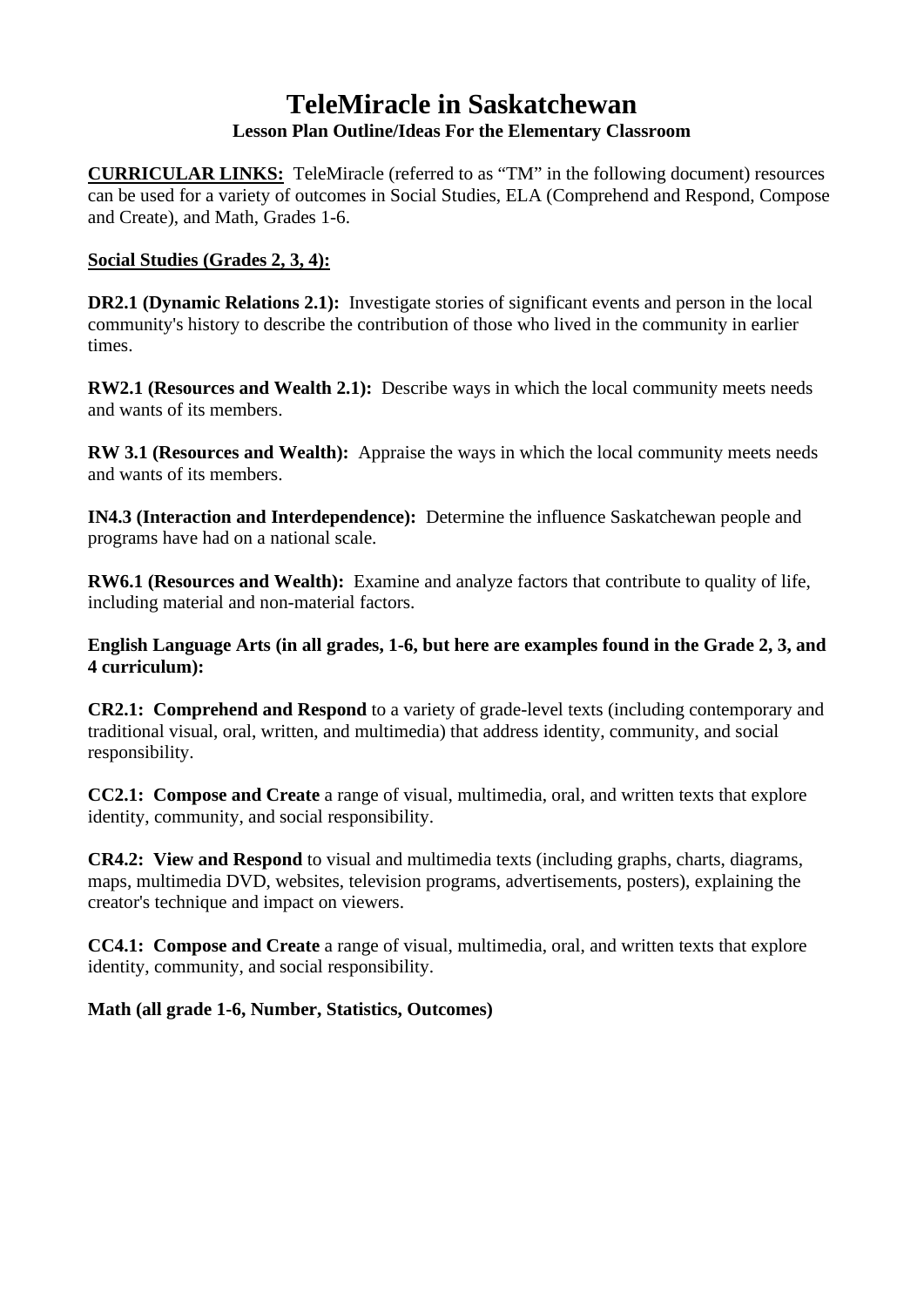# TeleMiracle in Saskatchewan

**Lesson Plan Outline/Ideas For the Elementary Classroom**

**CURRICULAR LINKS:** TeleMiracle (referred to as "TM" in the following document) resources can be used for a variety of outcomes in Social Studies, ELA (Comprehend and Respond, Compose and Create), and Math, Grades 1-6.

**Social Studies (Grades 2, 3, 4):**

**DR2.1 (Dynamic Relations 2.1):** Investigate stories of significant events and person in the local community's history to describe the contribution of those who lived in the community in earlier times.

**RW2.1 (Resources and Wealth 2.1):** Describe ways in which the local community meets needs and wants of its members.

**RW 3.1 (Resources and Wealth):** Appraise the ways in which the local community meets needs and wants of its members.

**IN4.3 (Interaction and Interdependence):** Determine the influence Saskatchewan people and programs have had on a national scale.

**RW6.1 (Resources and Wealth):** Examine and analyze factors that contribute to quality of life, including material and non-material factors.

**English Language Arts (in all grades, 1-6, but here are examples found in the Grade 2, 3, and 4 curriculum):**

**CR2.1: Comprehend and Respond** to a variety of grade-level texts (including contemporary and traditional visual, oral, written, and multimedia) that address identity, community, and social responsibility.

**CC2.1: Compose and Create** a range of visual, multimedia, oral, and written texts that explore identity, community, and social responsibility.

**CR4.2: View and Respond** to visual and multimedia texts (including graphs, charts, diagrams, maps, multimedia DVD, websites, television programs, advertisements, posters), explaining the creator's technique and impact on viewers.

**CC4.1: Compose and Create** a range of visual, multimedia, oral, and written texts that explore identity, community, and social responsibility.

**Math (all grade 1-6, Number, Statistics, Outcomes)**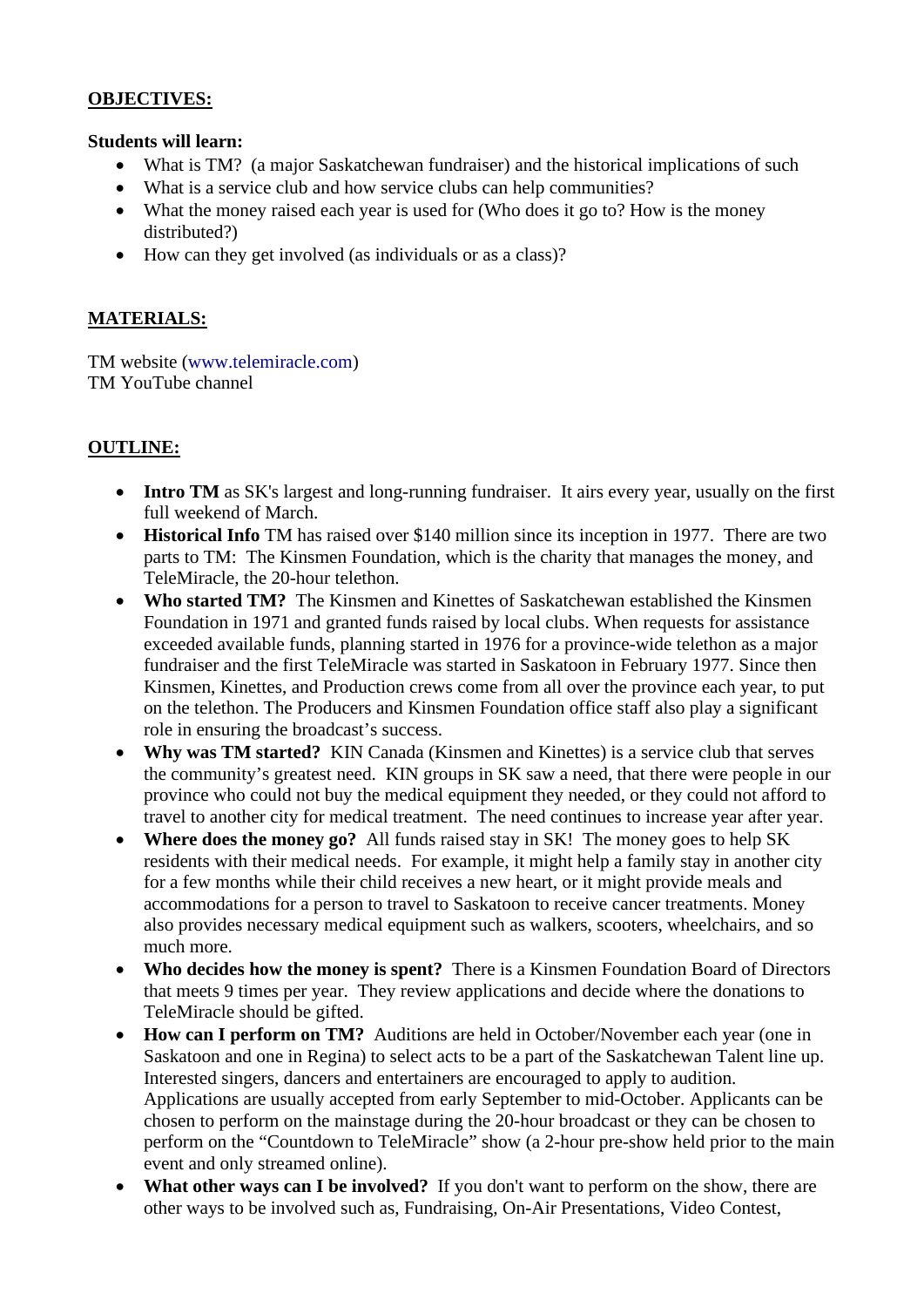**OBJECTIVES:**

**Students will learn:**

- What is TM? (a major Saskatchewan fundraiser) and the historical implications of such
- What is a service club and how service clubs can help communities?
- What the money raised each year is used for (Who does it go to? How is the money distributed?)
- How can they get involved (as individuals or as a class)?

**MATERIALS:**

TM website (www.telemiracle.com)
TM YouTube channel

**OUTLINE:**

- **Intro TM** as SK's largest and long-running fundraiser. It airs every year, usually on the first full weekend of March.
- **Historical Info** TM has raised over $140 million since its inception in 1977. There are two parts to TM: The Kinsmen Foundation, which is the charity that manages the money, and TeleMiracle, the 20-hour telethon.
- **Who started TM?** The Kinsmen and Kinettes of Saskatchewan established the Kinsmen Foundation in 1971 and granted funds raised by local clubs. When requests for assistance exceeded available funds, planning started in 1976 for a province-wide telethon as a major fundraiser and the first TeleMiracle was started in Saskatoon in February 1977. Since then Kinsmen, Kinettes, and Production crews come from all over the province each year, to put on the telethon. The Producers and Kinsmen Foundation office staff also play a significant role in ensuring the broadcast's success.
- **Why was TM started?** KIN Canada (Kinsmen and Kinettes) is a service club that serves the community's greatest need. KIN groups in SK saw a need, that there were people in our province who could not buy the medical equipment they needed, or they could not afford to travel to another city for medical treatment. The need continues to increase year after year.
- **Where does the money go?** All funds raised stay in SK! The money goes to help SK residents with their medical needs. For example, it might help a family stay in another city for a few months while their child receives a new heart, or it might provide meals and accommodations for a person to travel to Saskatoon to receive cancer treatments. Money also provides necessary medical equipment such as walkers, scooters, wheelchairs, and so much more.
- **Who decides how the money is spent?** There is a Kinsmen Foundation Board of Directors that meets 9 times per year. They review applications and decide where the donations to TeleMiracle should be gifted.
- **How can I perform on TM?** Auditions are held in October/November each year (one in Saskatoon and one in Regina) to select acts to be a part of the Saskatchewan Talent line up. Interested singers, dancers and entertainers are encouraged to apply to audition. Applications are usually accepted from early September to mid-October. Applicants can be chosen to perform on the mainstage during the 20-hour broadcast or they can be chosen to perform on the "Countdown to TeleMiracle" show (a 2-hour pre-show held prior to the main event and only streamed online).
- **What other ways can I be involved?** If you don't want to perform on the show, there are other ways to be involved such as, Fundraising, On-Air Presentations, Video Contest,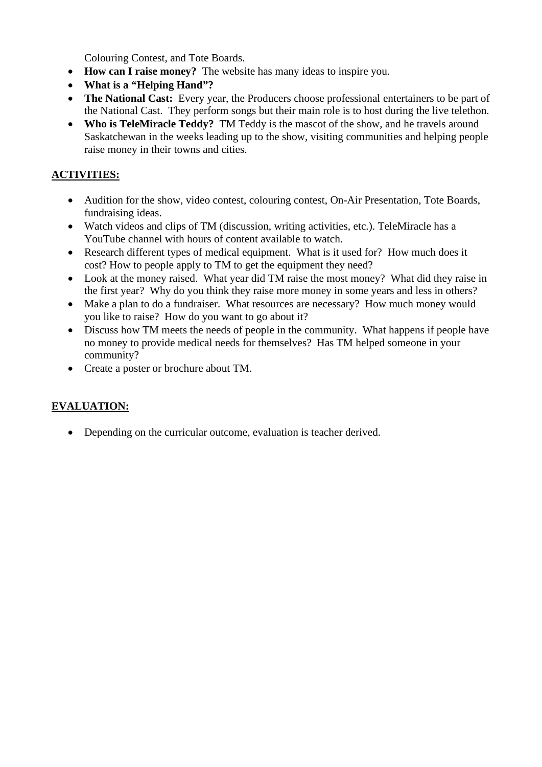Colouring Contest, and Tote Boards.

- **How can I raise money?** The website has many ideas to inspire you.
- **What is a "Helping Hand"?**
- **The National Cast:** Every year, the Producers choose professional entertainers to be part of the National Cast. They perform songs but their main role is to host during the live telethon.
- **Who is TeleMiracle Teddy?** TM Teddy is the mascot of the show, and he travels around Saskatchewan in the weeks leading up to the show, visiting communities and helping people raise money in their towns and cities.

## ACTIVITIES:

- Audition for the show, video contest, colouring contest, On-Air Presentation, Tote Boards, fundraising ideas.
- Watch videos and clips of TM (discussion, writing activities, etc.). TeleMiracle has a YouTube channel with hours of content available to watch.
- Research different types of medical equipment. What is it used for? How much does it cost? How to people apply to TM to get the equipment they need?
- Look at the money raised. What year did TM raise the most money? What did they raise in the first year? Why do you think they raise more money in some years and less in others?
- Make a plan to do a fundraiser. What resources are necessary? How much money would you like to raise? How do you want to go about it?
- Discuss how TM meets the needs of people in the community. What happens if people have no money to provide medical needs for themselves? Has TM helped someone in your community?
- Create a poster or brochure about TM.

## EVALUATION:

- Depending on the curricular outcome, evaluation is teacher derived.